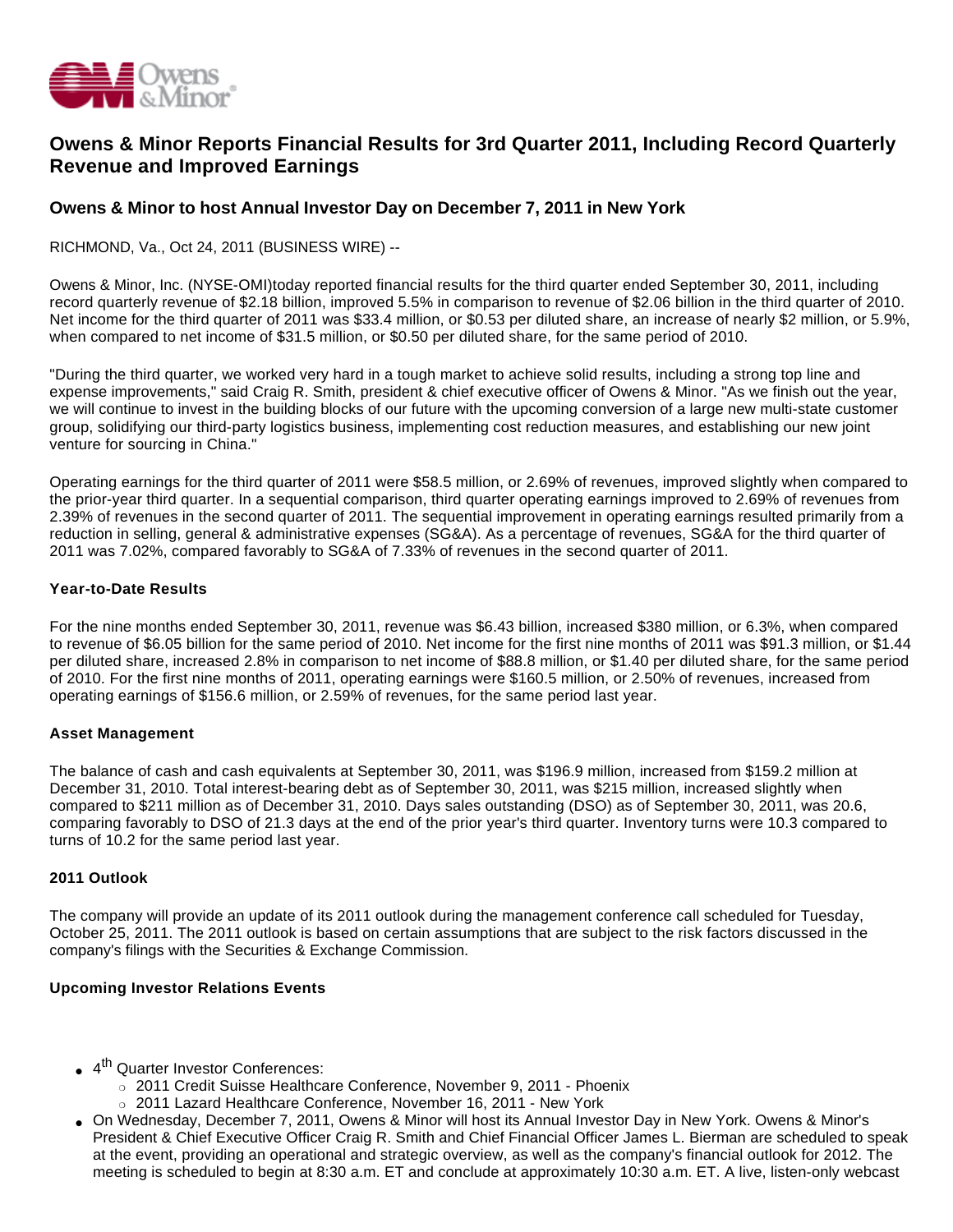# Owens & Minor Reports Financial Results for 3rd Quarter 2011, Including Record Quarterly Revenue and Improved Earnings

## Owens & Minor to host Annual Investor Day on December 7, 2011 in New York

RICHMOND, Va., Oct 24, 2011 (BUSINESS WIRE) --

Owens & Minor, Inc. (NYSE-OMI)today reported financial results for the third quarter ended September 30, 2011, including record quarterly revenue of $2.18 billion, improved 5.5% in comparison to revenue of $2.06 billion in the third quarter of 2010. Net income for the third quarter of 2011 was $33.4 million, or $0.53 per diluted share, an increase of nearly $2 million, or 5.9%, when compared to net income of $31.5 million, or $0.50 per diluted share, for the same period of 2010.

"During the third quarter, we worked very hard in a tough market to achieve solid results, including a strong top line and expense improvements," said Craig R. Smith, president & chief executive officer of Owens & Minor. "As we finish out the year, we will continue to invest in the building blocks of our future with the upcoming conversion of a large new multi-state customer group, solidifying our third-party logistics business, implementing cost reduction measures, and establishing our new joint venture for sourcing in China."

Operating earnings for the third quarter of 2011 were $58.5 million, or 2.69% of revenues, improved slightly when compared to the prior-year third quarter. In a sequential comparison, third quarter operating earnings improved to 2.69% of revenues from 2.39% of revenues in the second quarter of 2011. The sequential improvement in operating earnings resulted primarily from a reduction in selling, general & administrative expenses (SG&A). As a percentage of revenues, SG&A for the third quarter of 2011 was 7.02%, compared favorably to SG&A of 7.33% of revenues in the second quarter of 2011.

#### Year-to-Date Results

For the nine months ended September 30, 2011, revenue was $6.43 billion, increased $380 million, or 6.3%, when compared to revenue of $6.05 billion for the same period of 2010. Net income for the first nine months of 2011 was $91.3 million, or $1.44 per diluted share, increased 2.8% in comparison to net income of $88.8 million, or $1.40 per diluted share, for the same period of 2010. For the first nine months of 2011, operating earnings were $160.5 million, or 2.50% of revenues, increased from operating earnings of $156.6 million, or 2.59% of revenues, for the same period last year.

#### Asset Management

The balance of cash and cash equivalents at September 30, 2011, was $196.9 million, increased from $159.2 million at December 31, 2010. Total interest-bearing debt as of September 30, 2011, was $215 million, increased slightly when compared to $211 million as of December 31, 2010. Days sales outstanding (DSO) as of September 30, 2011, was 20.6, comparing favorably to DSO of 21.3 days at the end of the prior year's third quarter. Inventory turns were 10.3 compared to turns of 10.2 for the same period last year.

#### 2011 Outlook

The company will provide an update of its 2011 outlook during the management conference call scheduled for Tuesday, October 25, 2011. The 2011 outlook is based on certain assumptions that are subject to the risk factors discussed in the company's filings with the Securities & Exchange Commission.

#### Upcoming Investor Relations Events

- 4th Quarter Investor Conferences:
  - 2011 Credit Suisse Healthcare Conference, November 9, 2011 - Phoenix
  - 2011 Lazard Healthcare Conference, November 16, 2011 - New York
- On Wednesday, December 7, 2011, Owens & Minor will host its Annual Investor Day in New York. Owens & Minor's President & Chief Executive Officer Craig R. Smith and Chief Financial Officer James L. Bierman are scheduled to speak at the event, providing an operational and strategic overview, as well as the company's financial outlook for 2012. The meeting is scheduled to begin at 8:30 a.m. ET and conclude at approximately 10:30 a.m. ET. A live, listen-only webcast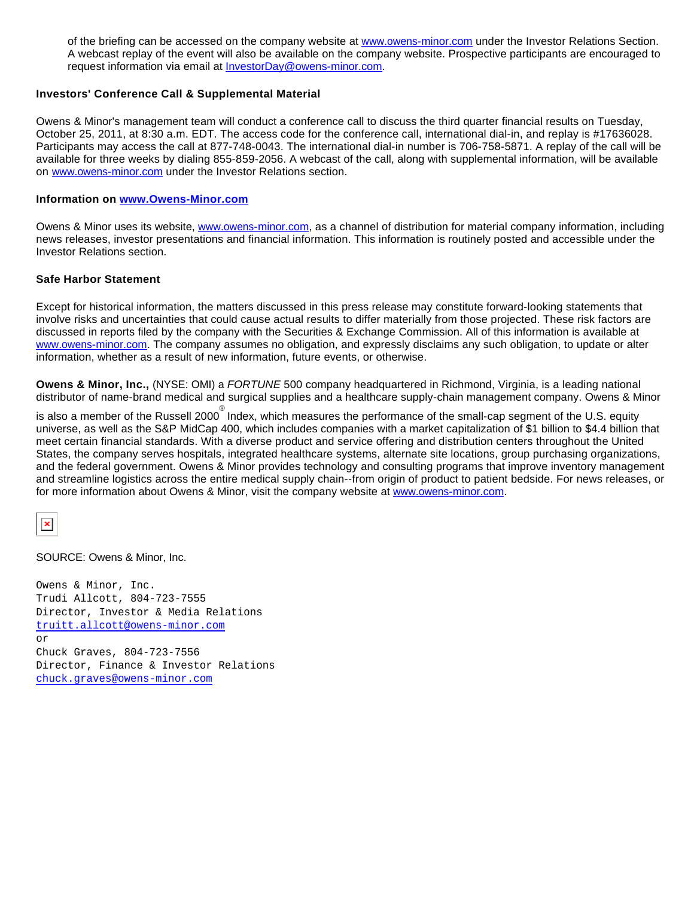of the briefing can be accessed on the company website at www.owens-minor.com under the Investor Relations Section. A webcast replay of the event will also be available on the company website. Prospective participants are encouraged to request information via email at InvestorDay@owens-minor.com.

**Investors' Conference Call & Supplemental Material**

Owens & Minor's management team will conduct a conference call to discuss the third quarter financial results on Tuesday, October 25, 2011, at 8:30 a.m. EDT. The access code for the conference call, international dial-in, and replay is #17636028. Participants may access the call at 877-748-0043. The international dial-in number is 706-758-5871. A replay of the call will be available for three weeks by dialing 855-859-2056. A webcast of the call, along with supplemental information, will be available on www.owens-minor.com under the Investor Relations section.

**Information on www.Owens-Minor.com**

Owens & Minor uses its website, www.owens-minor.com, as a channel of distribution for material company information, including news releases, investor presentations and financial information. This information is routinely posted and accessible under the Investor Relations section.

**Safe Harbor Statement**

Except for historical information, the matters discussed in this press release may constitute forward-looking statements that involve risks and uncertainties that could cause actual results to differ materially from those projected. These risk factors are discussed in reports filed by the company with the Securities & Exchange Commission. All of this information is available at www.owens-minor.com. The company assumes no obligation, and expressly disclaims any such obligation, to update or alter information, whether as a result of new information, future events, or otherwise.

**Owens & Minor, Inc.,** (NYSE: OMI) a *FORTUNE* 500 company headquartered in Richmond, Virginia, is a leading national distributor of name-brand medical and surgical supplies and a healthcare supply-chain management company. Owens & Minor is also a member of the Russell 2000® Index, which measures the performance of the small-cap segment of the U.S. equity universe, as well as the S&P MidCap 400, which includes companies with a market capitalization of $1 billion to $4.4 billion that meet certain financial standards. With a diverse product and service offering and distribution centers throughout the United States, the company serves hospitals, integrated healthcare systems, alternate site locations, group purchasing organizations, and the federal government. Owens & Minor provides technology and consulting programs that improve inventory management and streamline logistics across the entire medical supply chain--from origin of product to patient bedside. For news releases, or for more information about Owens & Minor, visit the company website at www.owens-minor.com.

SOURCE: Owens & Minor, Inc.

```
Owens & Minor, Inc.
Trudi Allcott, 804-723-7555
Director, Investor & Media Relations
truitt.allcott@owens-minor.com
or
Chuck Graves, 804-723-7556
Director, Finance & Investor Relations
chuck.graves@owens-minor.com
```